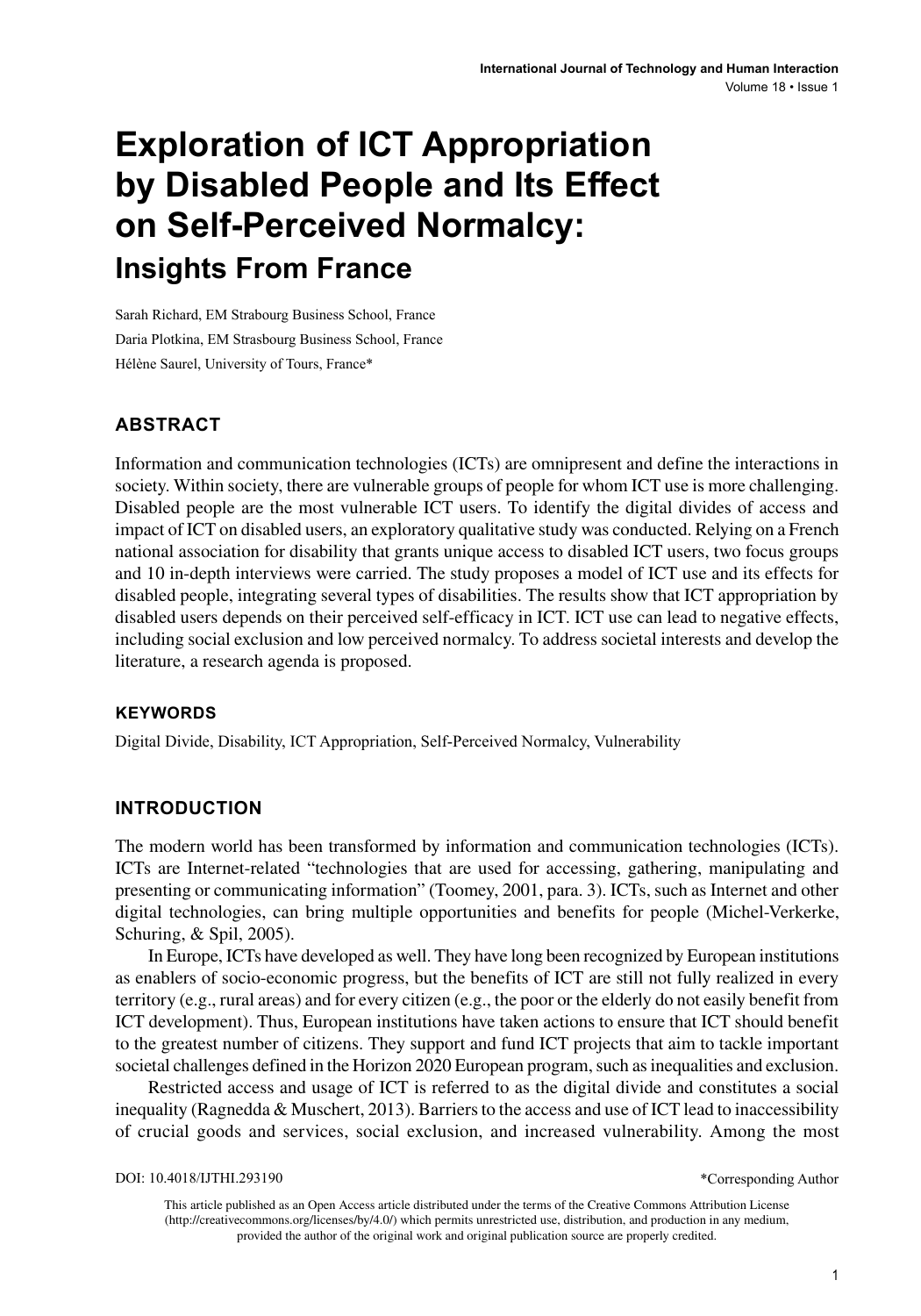# Exploration of ICT Appropriation by Disabled People and Its Effect on Self-Perceived Normalcy:

## Insights From France

Sarah Richard, EM Strabourg Business School, France

Daria Plotkina, EM Strasbourg Business School, France

Hélène Saurel, University of Tours, France*

## ABSTRACT

Information and communication technologies (ICTs) are omnipresent and define the interactions in society. Within society, there are vulnerable groups of people for whom ICT use is more challenging. Disabled people are the most vulnerable ICT users. To identify the digital divides of access and impact of ICT on disabled users, an exploratory qualitative study was conducted. Relying on a French national association for disability that grants unique access to disabled ICT users, two focus groups and 10 in-depth interviews were carried. The study proposes a model of ICT use and its effects for disabled people, integrating several types of disabilities. The results show that ICT appropriation by disabled users depends on their perceived self-efficacy in ICT. ICT use can lead to negative effects, including social exclusion and low perceived normalcy. To address societal interests and develop the literature, a research agenda is proposed.

### KEYWORDS

Digital Divide, Disability, ICT Appropriation, Self-Perceived Normalcy, Vulnerability

## INTRODUCTION

The modern world has been transformed by information and communication technologies (ICTs). ICTs are Internet-related "technologies that are used for accessing, gathering, manipulating and presenting or communicating information" (Toomey, 2001, para. 3). ICTs, such as Internet and other digital technologies, can bring multiple opportunities and benefits for people (Michel-Verkerke, Schuring, & Spil, 2005).

In Europe, ICTs have developed as well. They have long been recognized by European institutions as enablers of socio-economic progress, but the benefits of ICT are still not fully realized in every territory (e.g., rural areas) and for every citizen (e.g., the poor or the elderly do not easily benefit from ICT development). Thus, European institutions have taken actions to ensure that ICT should benefit to the greatest number of citizens. They support and fund ICT projects that aim to tackle important societal challenges defined in the Horizon 2020 European program, such as inequalities and exclusion.

Restricted access and usage of ICT is referred to as the digital divide and constitutes a social inequality (Ragnedda & Muschert, 2013). Barriers to the access and use of ICT lead to inaccessibility of crucial goods and services, social exclusion, and increased vulnerability. Among the most

DOI: 10.4018/IJTHI.293190

*Corresponding Author

This article published as an Open Access article distributed under the terms of the Creative Commons Attribution License (http://creativecommons.org/licenses/by/4.0/) which permits unrestricted use, distribution, and production in any medium, provided the author of the original work and original publication source are properly credited.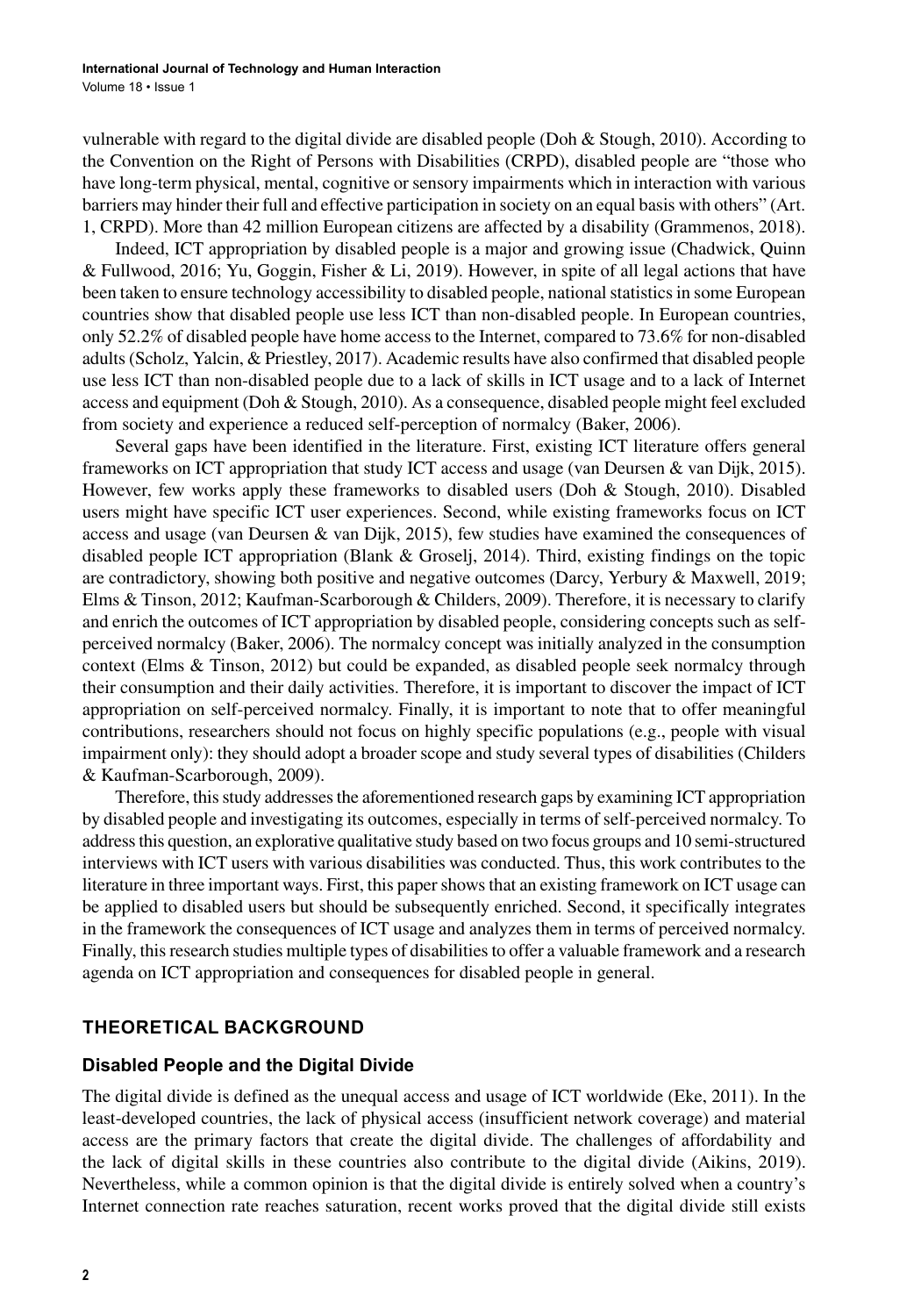vulnerable with regard to the digital divide are disabled people (Doh & Stough, 2010). According to the Convention on the Right of Persons with Disabilities (CRPD), disabled people are "those who have long-term physical, mental, cognitive or sensory impairments which in interaction with various barriers may hinder their full and effective participation in society on an equal basis with others" (Art. 1, CRPD). More than 42 million European citizens are affected by a disability (Grammenos, 2018).

Indeed, ICT appropriation by disabled people is a major and growing issue (Chadwick, Quinn & Fullwood, 2016; Yu, Goggin, Fisher & Li, 2019). However, in spite of all legal actions that have been taken to ensure technology accessibility to disabled people, national statistics in some European countries show that disabled people use less ICT than non-disabled people. In European countries, only 52.2% of disabled people have home access to the Internet, compared to 73.6% for non-disabled adults (Scholz, Yalcin, & Priestley, 2017). Academic results have also confirmed that disabled people use less ICT than non-disabled people due to a lack of skills in ICT usage and to a lack of Internet access and equipment (Doh & Stough, 2010). As a consequence, disabled people might feel excluded from society and experience a reduced self-perception of normalcy (Baker, 2006).

Several gaps have been identified in the literature. First, existing ICT literature offers general frameworks on ICT appropriation that study ICT access and usage (van Deursen & van Dijk, 2015). However, few works apply these frameworks to disabled users (Doh & Stough, 2010). Disabled users might have specific ICT user experiences. Second, while existing frameworks focus on ICT access and usage (van Deursen & van Dijk, 2015), few studies have examined the consequences of disabled people ICT appropriation (Blank & Groselj, 2014). Third, existing findings on the topic are contradictory, showing both positive and negative outcomes (Darcy, Yerbury & Maxwell, 2019; Elms & Tinson, 2012; Kaufman-Scarborough & Childers, 2009). Therefore, it is necessary to clarify and enrich the outcomes of ICT appropriation by disabled people, considering concepts such as self-perceived normalcy (Baker, 2006). The normalcy concept was initially analyzed in the consumption context (Elms & Tinson, 2012) but could be expanded, as disabled people seek normalcy through their consumption and their daily activities. Therefore, it is important to discover the impact of ICT appropriation on self-perceived normalcy. Finally, it is important to note that to offer meaningful contributions, researchers should not focus on highly specific populations (e.g., people with visual impairment only): they should adopt a broader scope and study several types of disabilities (Childers & Kaufman-Scarborough, 2009).

Therefore, this study addresses the aforementioned research gaps by examining ICT appropriation by disabled people and investigating its outcomes, especially in terms of self-perceived normalcy. To address this question, an explorative qualitative study based on two focus groups and 10 semi-structured interviews with ICT users with various disabilities was conducted. Thus, this work contributes to the literature in three important ways. First, this paper shows that an existing framework on ICT usage can be applied to disabled users but should be subsequently enriched. Second, it specifically integrates in the framework the consequences of ICT usage and analyzes them in terms of perceived normalcy. Finally, this research studies multiple types of disabilities to offer a valuable framework and a research agenda on ICT appropriation and consequences for disabled people in general.

## THEORETICAL BACKGROUND

### Disabled People and the Digital Divide

The digital divide is defined as the unequal access and usage of ICT worldwide (Eke, 2011). In the least-developed countries, the lack of physical access (insufficient network coverage) and material access are the primary factors that create the digital divide. The challenges of affordability and the lack of digital skills in these countries also contribute to the digital divide (Aikins, 2019). Nevertheless, while a common opinion is that the digital divide is entirely solved when a country's Internet connection rate reaches saturation, recent works proved that the digital divide still exists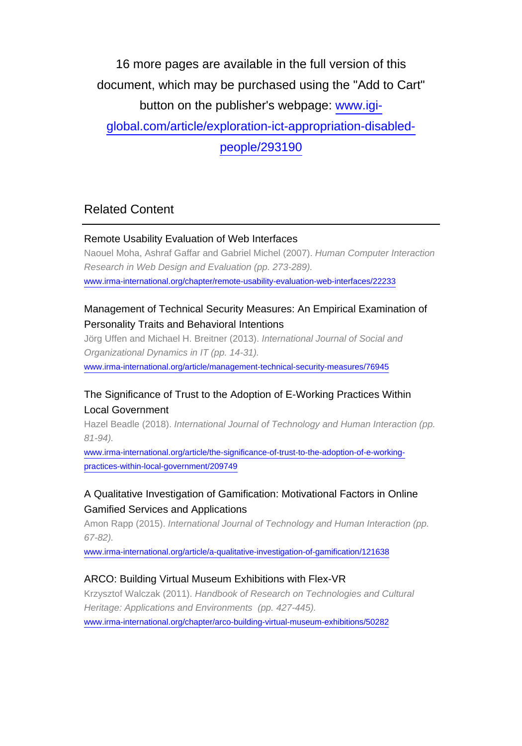16 more pages are available in the full version of this document, which may be purchased using the "Add to Cart" button on the publisher's webpage: [www.igi-global.com/article/exploration-ict-appropriation-disabled-people/293190](www.igi-global.com/article/exploration-ict-appropriation-disabled-people/293190)

## Related Content

### Remote Usability Evaluation of Web Interfaces

Naouel Moha, Ashraf Gaffar and Gabriel Michel (2007). *Human Computer Interaction Research in Web Design and Evaluation (pp. 273-289).*

[www.irma-international.org/chapter/remote-usability-evaluation-web-interfaces/22233](www.irma-international.org/chapter/remote-usability-evaluation-web-interfaces/22233)

### Management of Technical Security Measures: An Empirical Examination of Personality Traits and Behavioral Intentions

Jörg Uffen and Michael H. Breitner (2013). *International Journal of Social and Organizational Dynamics in IT (pp. 14-31).*

[www.irma-international.org/article/management-technical-security-measures/76945](www.irma-international.org/article/management-technical-security-measures/76945)

### The Significance of Trust to the Adoption of E-Working Practices Within Local Government

Hazel Beadle (2018). *International Journal of Technology and Human Interaction (pp. 81-94).*

[www.irma-international.org/article/the-significance-of-trust-to-the-adoption-of-e-working-practices-within-local-government/209749](www.irma-international.org/article/the-significance-of-trust-to-the-adoption-of-e-working-practices-within-local-government/209749)

### A Qualitative Investigation of Gamification: Motivational Factors in Online Gamified Services and Applications

Amon Rapp (2015). *International Journal of Technology and Human Interaction (pp. 67-82).*

[www.irma-international.org/article/a-qualitative-investigation-of-gamification/121638](www.irma-international.org/article/a-qualitative-investigation-of-gamification/121638)

### ARCO: Building Virtual Museum Exhibitions with Flex-VR

Krzysztof Walczak (2011). *Handbook of Research on Technologies and Cultural Heritage: Applications and Environments (pp. 427-445).*

[www.irma-international.org/chapter/arco-building-virtual-museum-exhibitions/50282](www.irma-international.org/chapter/arco-building-virtual-museum-exhibitions/50282)